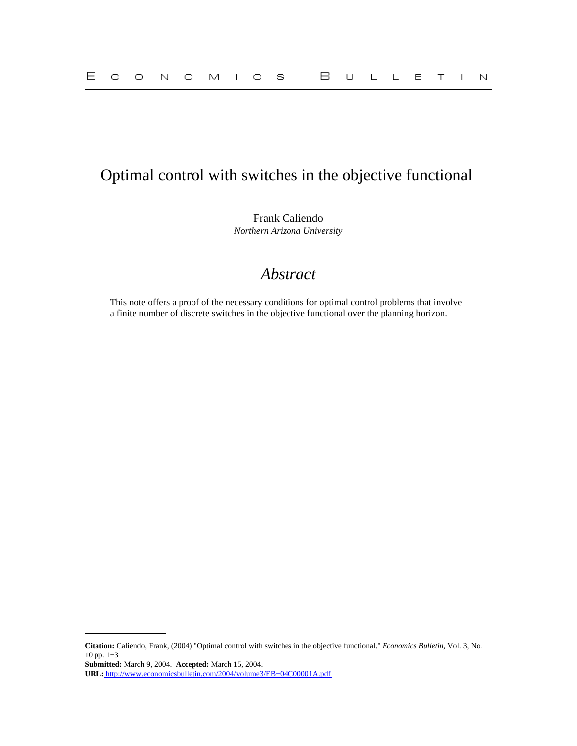# Optimal control with switches in the objective functional

Frank Caliendo
*Northern Arizona University*

## *Abstract*

This note offers a proof of the necessary conditions for optimal control problems that involve a finite number of discrete switches in the objective functional over the planning horizon.

---

**Citation:** Caliendo, Frank, (2004) "Optimal control with switches in the objective functional." *Economics Bulletin*, Vol. 3, No. 10 pp. 1−3
**Submitted:** March 9, 2004. **Accepted:** March 15, 2004.
**URL:** http://www.economicsbulletin.com/2004/volume3/EB−04C00001A.pdf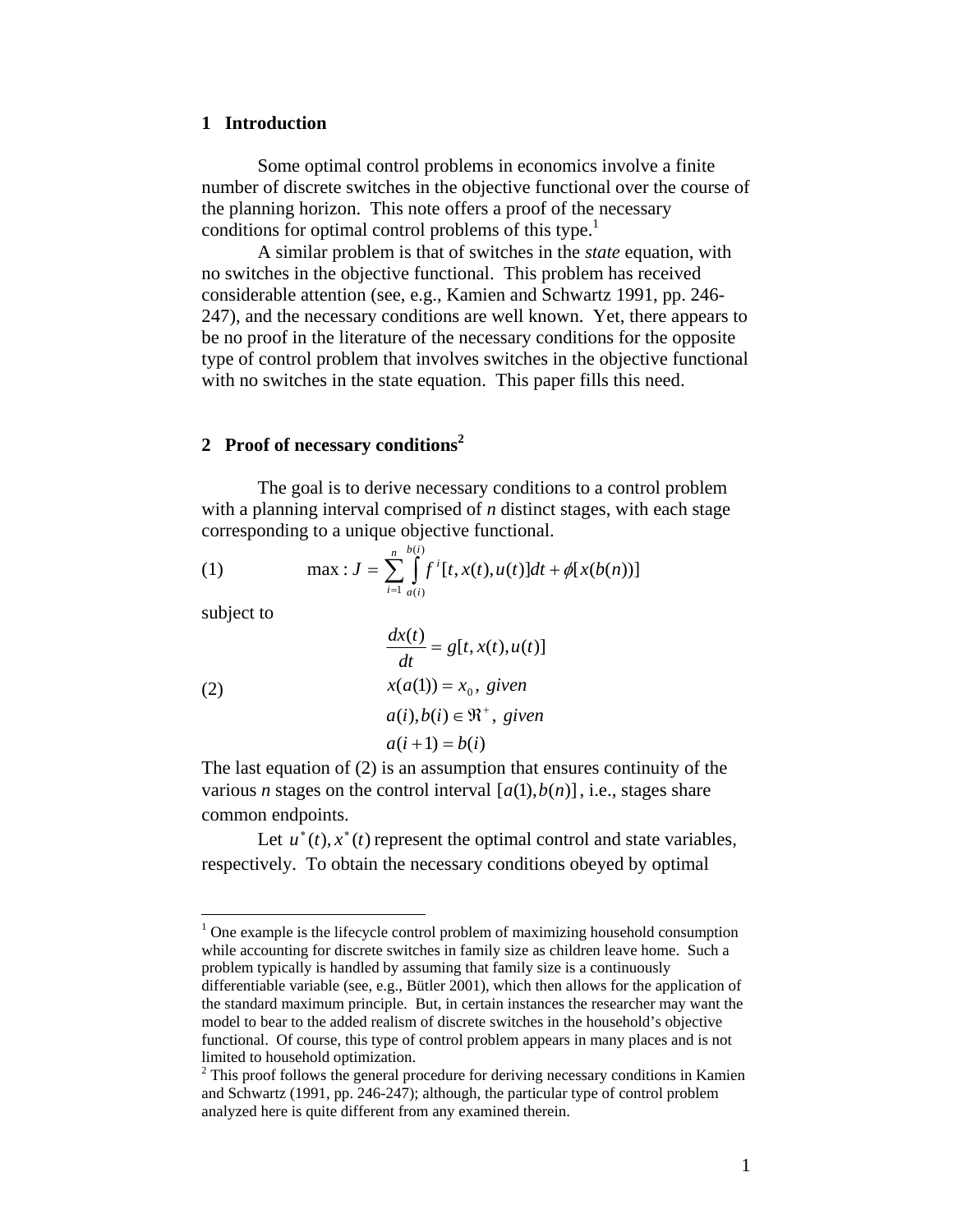## 1 Introduction

Some optimal control problems in economics involve a finite number of discrete switches in the objective functional over the course of the planning horizon. This note offers a proof of the necessary conditions for optimal control problems of this type.[1]

A similar problem is that of switches in the *state* equation, with no switches in the objective functional. This problem has received considerable attention (see, e.g., Kamien and Schwartz 1991, pp. 246-247), and the necessary conditions are well known. Yet, there appears to be no proof in the literature of the necessary conditions for the opposite type of control problem that involves switches in the objective functional with no switches in the state equation. This paper fills this need.

## 2 Proof of necessary conditions[2]

The goal is to derive necessary conditions to a control problem with a planning interval comprised of *n* distinct stages, with each stage corresponding to a unique objective functional.

$$\max : J = \sum_{i=1}^{n} \int_{a(i)}^{b(i)} f^{i}[t, x(t), u(t)]dt + \phi[x(b(n))] \tag{1}$$

subject to

$$\begin{aligned} \frac{dx(t)}{dt} &= g[t, x(t), u(t)] \\ x(a(1)) &= x_0, \ \textit{given} \\ a(i), b(i) &\in \Re^{+}, \ \textit{given} \\ a(i+1) &= b(i) \end{aligned} \tag{2}$$

The last equation of (2) is an assumption that ensures continuity of the various *n* stages on the control interval $[a(1), b(n)]$, i.e., stages share common endpoints.

Let $u^*(t), x^*(t)$ represent the optimal control and state variables, respectively. To obtain the necessary conditions obeyed by optimal

---

[1] One example is the lifecycle control problem of maximizing household consumption while accounting for discrete switches in family size as children leave home. Such a problem typically is handled by assuming that family size is a continuously differentiable variable (see, e.g., Bütler 2001), which then allows for the application of the standard maximum principle. But, in certain instances the researcher may want the model to bear to the added realism of discrete switches in the household's objective functional. Of course, this type of control problem appears in many places and is not limited to household optimization.

[2] This proof follows the general procedure for deriving necessary conditions in Kamien and Schwartz (1991, pp. 246-247); although, the particular type of control problem analyzed here is quite different from any examined therein.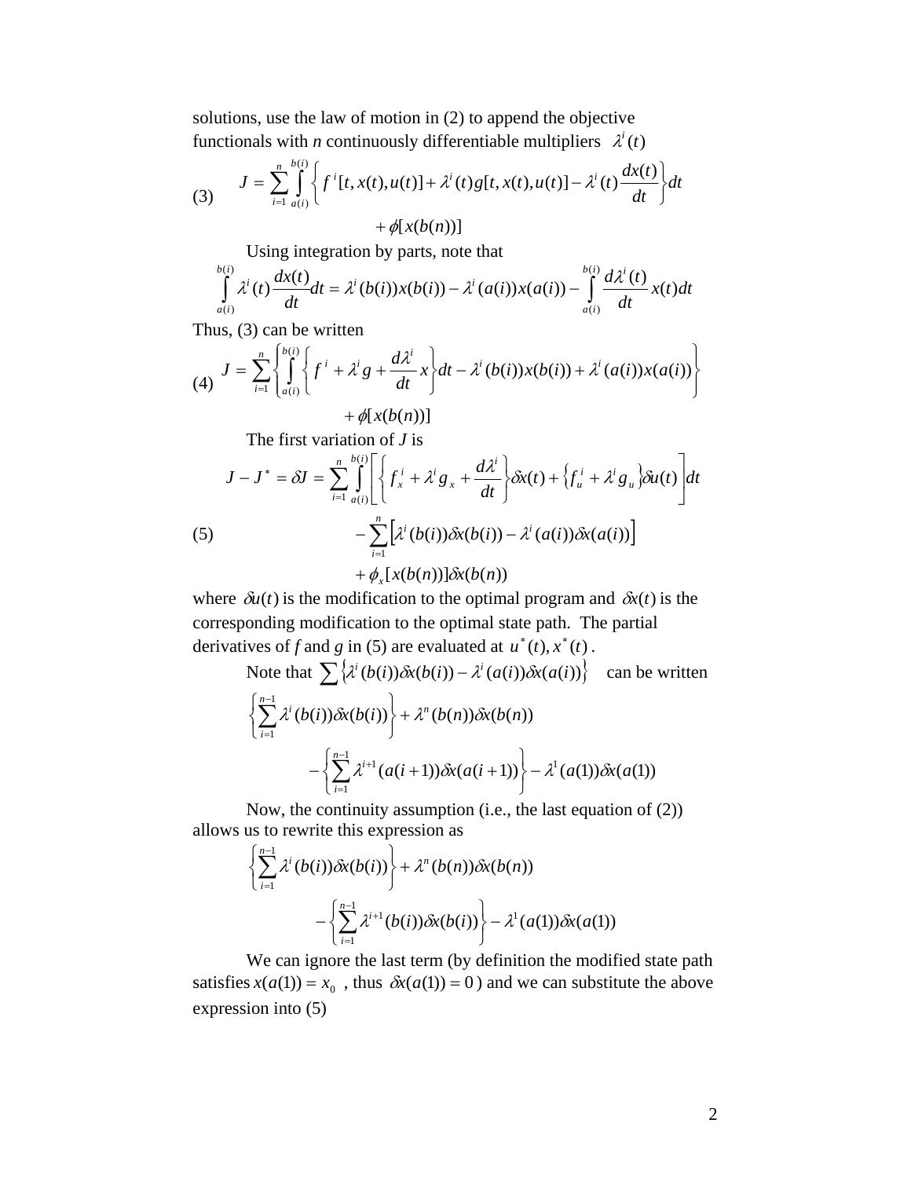solutions, use the law of motion in (2) to append the objective functionals with *n* continuously differentiable multipliers $\lambda^i(t)$

$$
(3) \qquad J = \sum_{i=1}^{n} \int_{a(i)}^{b(i)} \left\{ f^i[t, x(t), u(t)] + \lambda^i(t) g[t, x(t), u(t)] - \lambda^i(t) \frac{dx(t)}{dt} \right\} dt + \phi[x(b(n))]
$$

Using integration by parts, note that

$$
\int_{a(i)}^{b(i)} \lambda^i(t) \frac{dx(t)}{dt} dt = \lambda^i(b(i)) x(b(i)) - \lambda^i(a(i)) x(a(i)) - \int_{a(i)}^{b(i)} \frac{d\lambda^i(t)}{dt} x(t) dt
$$

Thus, (3) can be written

$$
(4) \qquad J = \sum_{i=1}^{n} \left\{ \int_{a(i)}^{b(i)} \left\{ f^i + \lambda^i g + \frac{d\lambda^i}{dt} x \right\} dt - \lambda^i(b(i)) x(b(i)) + \lambda^i(a(i)) x(a(i)) \right\} + \phi[x(b(n))]
$$

The first variation of *J* is

$$
(5) \qquad \begin{aligned} J - J^* = \delta J = & \sum_{i=1}^{n} \int_{a(i)}^{b(i)} \left[ \left\{ f_x^i + \lambda^i g_x + \frac{d\lambda^i}{dt} \right\} \delta x(t) + \left\{ f_u^i + \lambda^i g_u \right\} \delta u(t) \right] dt \\ & - \sum_{i=1}^{n} \left[ \lambda^i(b(i)) \delta x(b(i)) - \lambda^i(a(i)) \delta x(a(i)) \right] \\ & + \phi_x[x(b(n))] \delta x(b(n)) \end{aligned}
$$

where $\delta u(t)$ is the modification to the optimal program and $\delta x(t)$ is the corresponding modification to the optimal state path. The partial derivatives of *f* and *g* in (5) are evaluated at $u^*(t), x^*(t)$.

Note that $\sum \left\{ \lambda^i(b(i)) \delta x(b(i)) - \lambda^i(a(i)) \delta x(a(i)) \right\}$ can be written

$$
\left\{ \sum_{i=1}^{n-1} \lambda^i(b(i)) \delta x(b(i)) \right\} + \lambda^n(b(n)) \delta x(b(n)) - \left\{ \sum_{i=1}^{n-1} \lambda^{i+1}(a(i+1)) \delta x(a(i+1)) \right\} - \lambda^1(a(1)) \delta x(a(1))
$$

Now, the continuity assumption (i.e., the last equation of (2)) allows us to rewrite this expression as

$$
\left\{ \sum_{i=1}^{n-1} \lambda^i(b(i)) \delta x(b(i)) \right\} + \lambda^n(b(n)) \delta x(b(n)) - \left\{ \sum_{i=1}^{n-1} \lambda^{i+1}(b(i)) \delta x(b(i)) \right\} - \lambda^1(a(1)) \delta x(a(1))
$$

We can ignore the last term (by definition the modified state path satisfies $x(a(1)) = x_0$, thus $\delta x(a(1)) = 0$) and we can substitute the above expression into (5)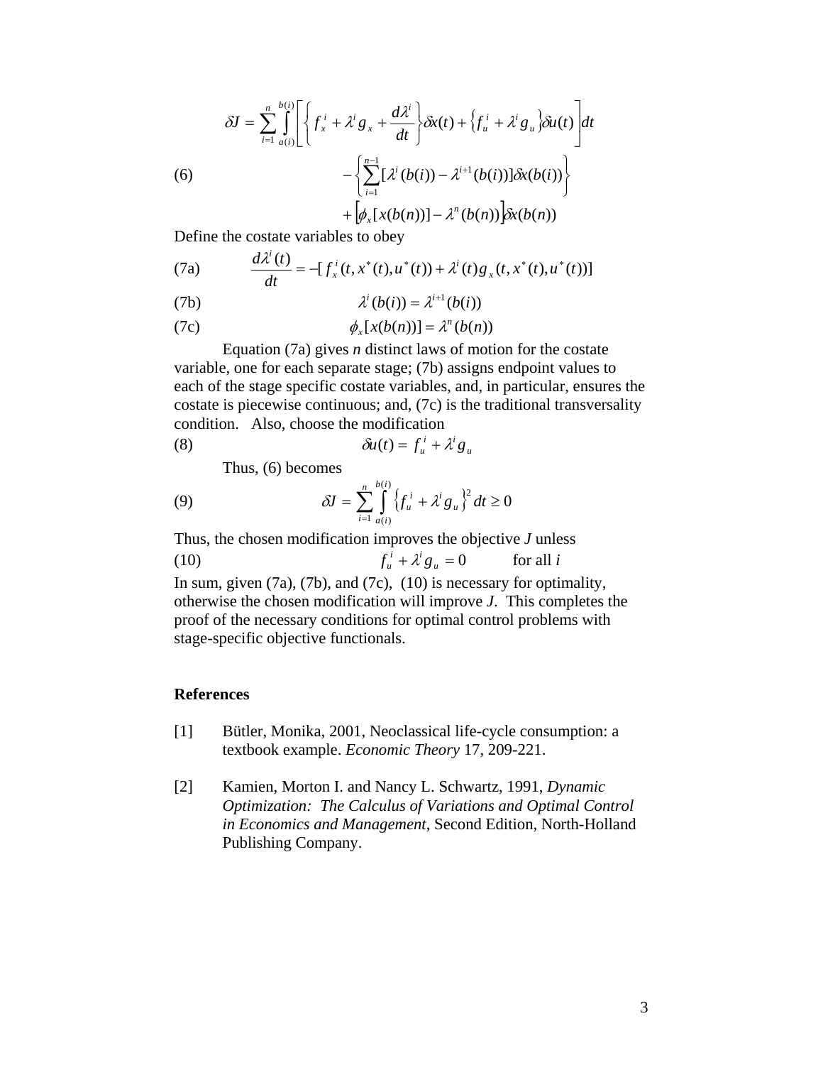$$
\delta J = \sum_{i=1}^{n} \int_{a(i)}^{b(i)} \left[ \left\{ f_x^i + \lambda^i g_x + \frac{d\lambda^i}{dt} \right\} \delta x(t) + \left\{ f_u^i + \lambda^i g_u \right\} \delta u(t) \right] dt
$$

$$
\text{(6)} \qquad - \left\{ \sum_{i=1}^{n-1} [\lambda^i(b(i)) - \lambda^{i+1}(b(i))] \delta x(b(i)) \right\}
$$

$$
+ \left[ \phi_x[x(b(n))] - \lambda^n(b(n)) \right] \delta x(b(n))
$$

Define the costate variables to obey

$$
\text{(7a)} \qquad \frac{d\lambda^i(t)}{dt} = -[f_x^i(t, x^*(t), u^*(t)) + \lambda^i(t) g_x(t, x^*(t), u^*(t))]
$$

$$
\text{(7b)} \qquad \lambda^i(b(i)) = \lambda^{i+1}(b(i))
$$

$$
\text{(7c)} \qquad \phi_x[x(b(n))] = \lambda^n(b(n))
$$

Equation (7a) gives *n* distinct laws of motion for the costate variable, one for each separate stage; (7b) assigns endpoint values to each of the stage specific costate variables, and, in particular, ensures the costate is piecewise continuous; and, (7c) is the traditional transversality condition. Also, choose the modification

$$
\text{(8)} \qquad \delta u(t) = f_u^i + \lambda^i g_u
$$

Thus, (6) becomes

$$
\text{(9)} \qquad \delta J = \sum_{i=1}^{n} \int_{a(i)}^{b(i)} \left\{ f_u^i + \lambda^i g_u \right\}^2 dt \geq 0
$$

Thus, the chosen modification improves the objective *J* unless

$$
\text{(10)} \qquad f_u^i + \lambda^i g_u = 0 \qquad \text{for all } i
$$

In sum, given (7a), (7b), and (7c), (10) is necessary for optimality, otherwise the chosen modification will improve *J*. This completes the proof of the necessary conditions for optimal control problems with stage-specific objective functionals.

## References

[1] Bütler, Monika, 2001, Neoclassical life-cycle consumption: a textbook example. *Economic Theory* 17, 209-221.

[2] Kamien, Morton I. and Nancy L. Schwartz, 1991, *Dynamic Optimization: The Calculus of Variations and Optimal Control in Economics and Management*, Second Edition, North-Holland Publishing Company.